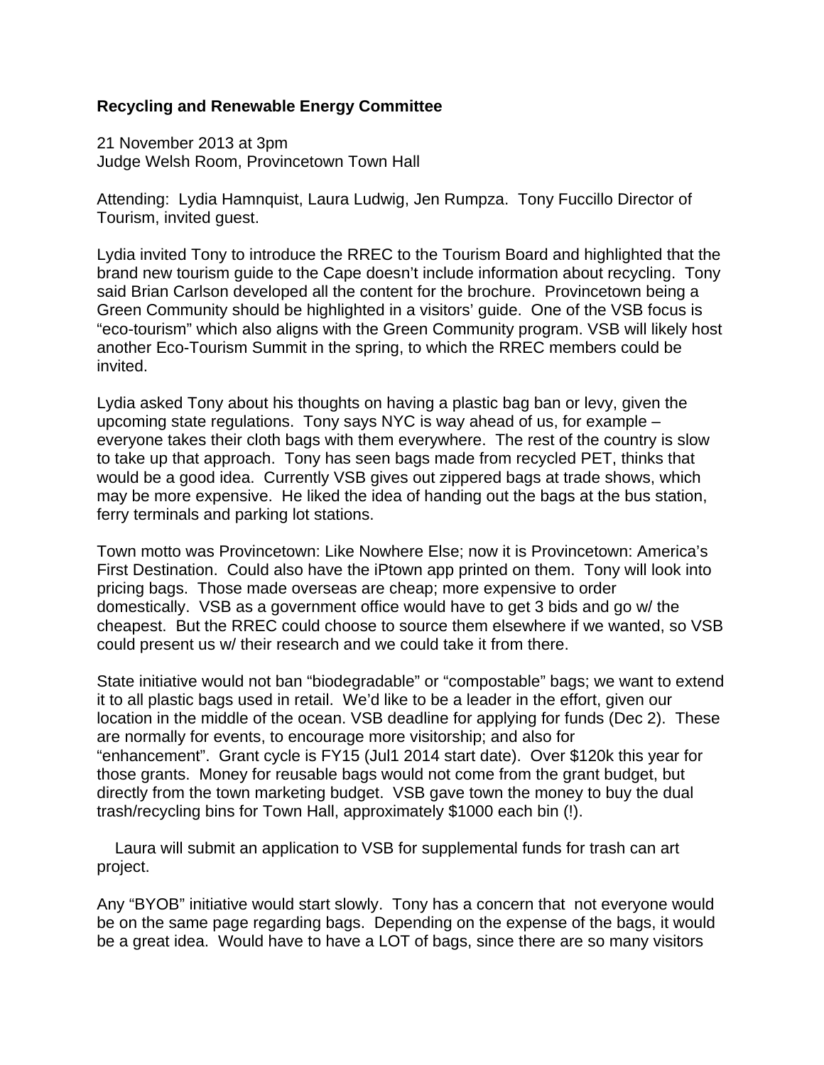**Recycling and Renewable Energy Committee**

21 November 2013 at 3pm
Judge Welsh Room, Provincetown Town Hall

Attending: Lydia Hamnquist, Laura Ludwig, Jen Rumpza. Tony Fuccillo Director of Tourism, invited guest.

Lydia invited Tony to introduce the RREC to the Tourism Board and highlighted that the brand new tourism guide to the Cape doesn't include information about recycling. Tony said Brian Carlson developed all the content for the brochure. Provincetown being a Green Community should be highlighted in a visitors' guide. One of the VSB focus is "eco-tourism" which also aligns with the Green Community program. VSB will likely host another Eco-Tourism Summit in the spring, to which the RREC members could be invited.

Lydia asked Tony about his thoughts on having a plastic bag ban or levy, given the upcoming state regulations. Tony says NYC is way ahead of us, for example – everyone takes their cloth bags with them everywhere. The rest of the country is slow to take up that approach. Tony has seen bags made from recycled PET, thinks that would be a good idea. Currently VSB gives out zippered bags at trade shows, which may be more expensive. He liked the idea of handing out the bags at the bus station, ferry terminals and parking lot stations.

Town motto was Provincetown: Like Nowhere Else; now it is Provincetown: America's First Destination. Could also have the iPtown app printed on them. Tony will look into pricing bags. Those made overseas are cheap; more expensive to order domestically. VSB as a government office would have to get 3 bids and go w/ the cheapest. But the RREC could choose to source them elsewhere if we wanted, so VSB could present us w/ their research and we could take it from there.

State initiative would not ban "biodegradable" or "compostable" bags; we want to extend it to all plastic bags used in retail. We'd like to be a leader in the effort, given our location in the middle of the ocean. VSB deadline for applying for funds (Dec 2). These are normally for events, to encourage more visitorship; and also for "enhancement". Grant cycle is FY15 (Jul1 2014 start date). Over $120k this year for those grants. Money for reusable bags would not come from the grant budget, but directly from the town marketing budget. VSB gave town the money to buy the dual trash/recycling bins for Town Hall, approximately $1000 each bin (!).

Laura will submit an application to VSB for supplemental funds for trash can art project.

Any "BYOB" initiative would start slowly. Tony has a concern that not everyone would be on the same page regarding bags. Depending on the expense of the bags, it would be a great idea. Would have to have a LOT of bags, since there are so many visitors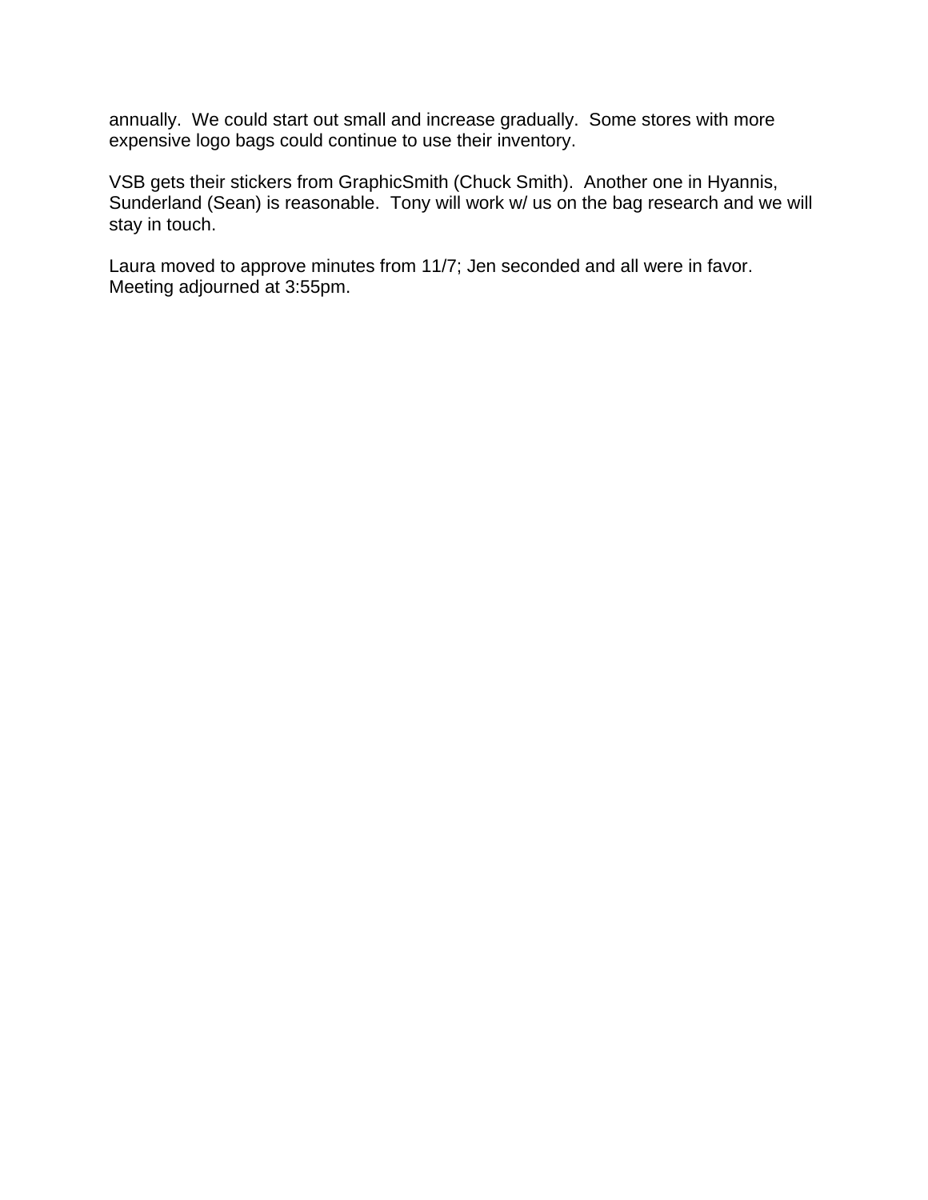annually.  We could start out small and increase gradually.  Some stores with more expensive logo bags could continue to use their inventory.

VSB gets their stickers from GraphicSmith (Chuck Smith).  Another one in Hyannis, Sunderland (Sean) is reasonable.  Tony will work w/ us on the bag research and we will stay in touch.

Laura moved to approve minutes from 11/7; Jen seconded and all were in favor.
Meeting adjourned at 3:55pm.